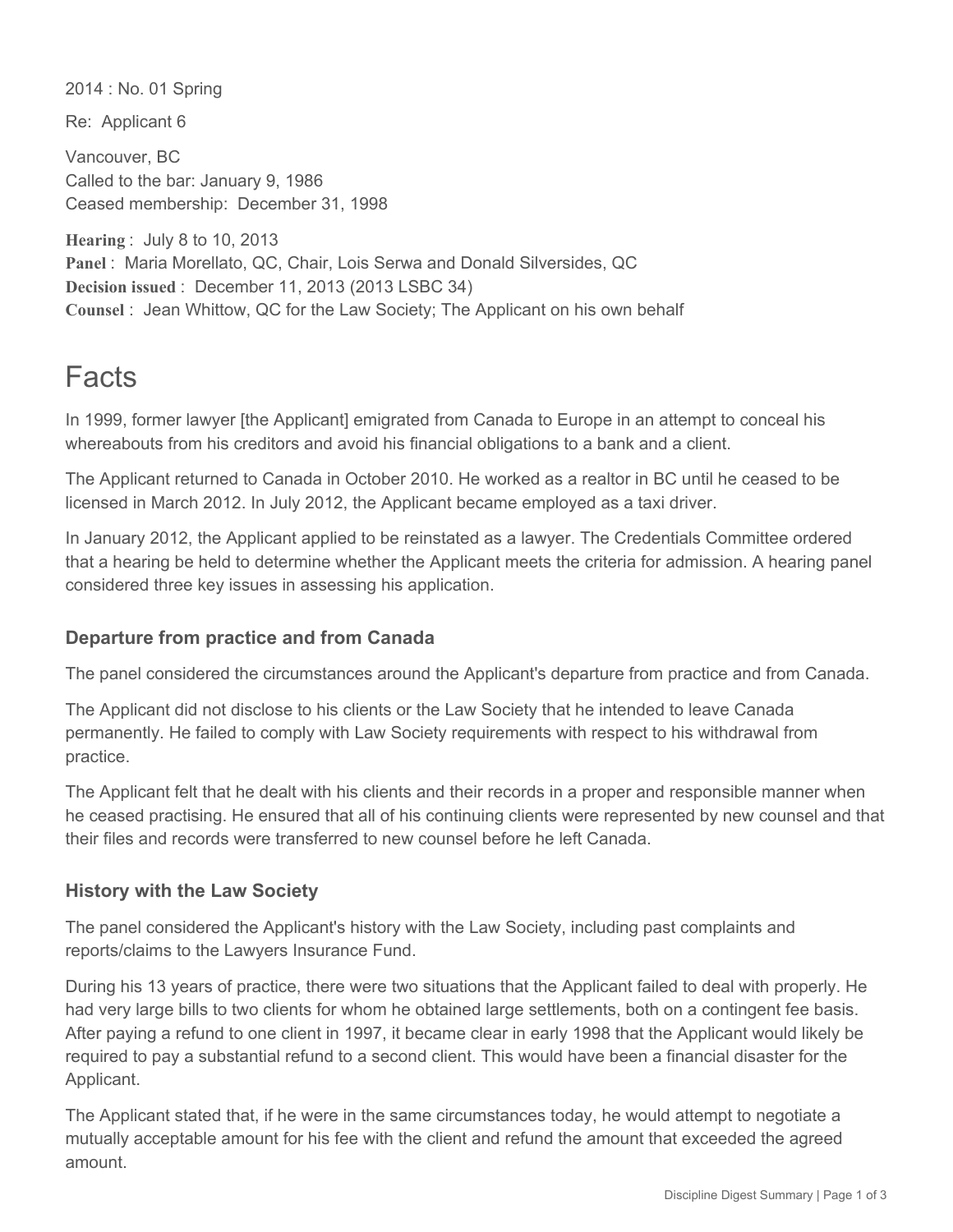2014 : No. 01 Spring

Re: Applicant 6

Vancouver, BC
Called to the bar: January 9, 1986
Ceased membership: December 31, 1998

**Hearing** : July 8 to 10, 2013
**Panel** : Maria Morellato, QC, Chair, Lois Serwa and Donald Silversides, QC
**Decision issued** : December 11, 2013 (2013 LSBC 34)
**Counsel** : Jean Whittow, QC for the Law Society; The Applicant on his own behalf

# Facts

In 1999, former lawyer [the Applicant] emigrated from Canada to Europe in an attempt to conceal his whereabouts from his creditors and avoid his financial obligations to a bank and a client.

The Applicant returned to Canada in October 2010. He worked as a realtor in BC until he ceased to be licensed in March 2012. In July 2012, the Applicant became employed as a taxi driver.

In January 2012, the Applicant applied to be reinstated as a lawyer. The Credentials Committee ordered that a hearing be held to determine whether the Applicant meets the criteria for admission. A hearing panel considered three key issues in assessing his application.

### Departure from practice and from Canada

The panel considered the circumstances around the Applicant's departure from practice and from Canada.

The Applicant did not disclose to his clients or the Law Society that he intended to leave Canada permanently. He failed to comply with Law Society requirements with respect to his withdrawal from practice.

The Applicant felt that he dealt with his clients and their records in a proper and responsible manner when he ceased practising. He ensured that all of his continuing clients were represented by new counsel and that their files and records were transferred to new counsel before he left Canada.

### History with the Law Society

The panel considered the Applicant's history with the Law Society, including past complaints and reports/claims to the Lawyers Insurance Fund.

During his 13 years of practice, there were two situations that the Applicant failed to deal with properly. He had very large bills to two clients for whom he obtained large settlements, both on a contingent fee basis. After paying a refund to one client in 1997, it became clear in early 1998 that the Applicant would likely be required to pay a substantial refund to a second client. This would have been a financial disaster for the Applicant.

The Applicant stated that, if he were in the same circumstances today, he would attempt to negotiate a mutually acceptable amount for his fee with the client and refund the amount that exceeded the agreed amount.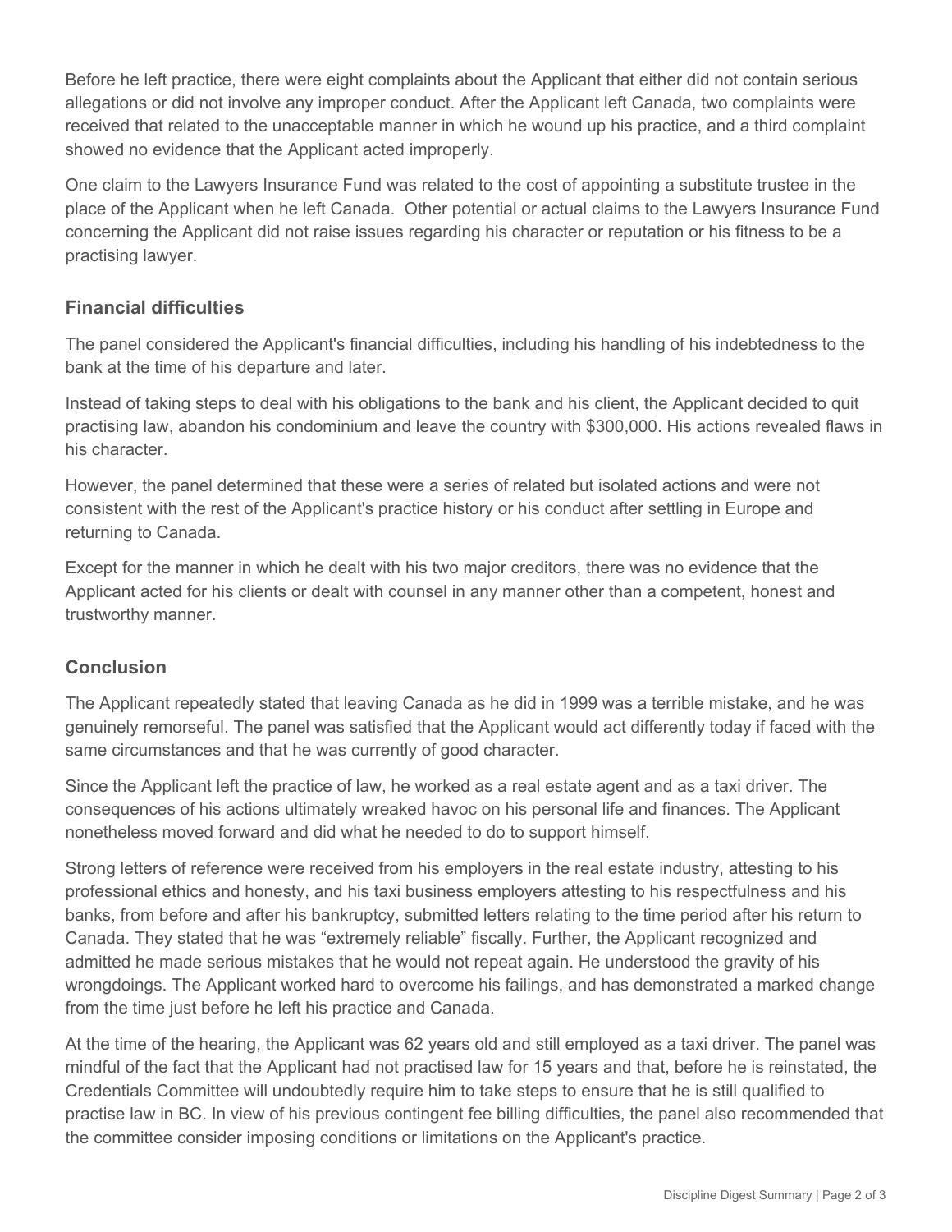Before he left practice, there were eight complaints about the Applicant that either did not contain serious allegations or did not involve any improper conduct. After the Applicant left Canada, two complaints were received that related to the unacceptable manner in which he wound up his practice, and a third complaint showed no evidence that the Applicant acted improperly.

One claim to the Lawyers Insurance Fund was related to the cost of appointing a substitute trustee in the place of the Applicant when he left Canada. Other potential or actual claims to the Lawyers Insurance Fund concerning the Applicant did not raise issues regarding his character or reputation or his fitness to be a practising lawyer.

### Financial difficulties

The panel considered the Applicant's financial difficulties, including his handling of his indebtedness to the bank at the time of his departure and later.

Instead of taking steps to deal with his obligations to the bank and his client, the Applicant decided to quit practising law, abandon his condominium and leave the country with $300,000. His actions revealed flaws in his character.

However, the panel determined that these were a series of related but isolated actions and were not consistent with the rest of the Applicant's practice history or his conduct after settling in Europe and returning to Canada.

Except for the manner in which he dealt with his two major creditors, there was no evidence that the Applicant acted for his clients or dealt with counsel in any manner other than a competent, honest and trustworthy manner.

### Conclusion

The Applicant repeatedly stated that leaving Canada as he did in 1999 was a terrible mistake, and he was genuinely remorseful. The panel was satisfied that the Applicant would act differently today if faced with the same circumstances and that he was currently of good character.

Since the Applicant left the practice of law, he worked as a real estate agent and as a taxi driver. The consequences of his actions ultimately wreaked havoc on his personal life and finances. The Applicant nonetheless moved forward and did what he needed to do to support himself.

Strong letters of reference were received from his employers in the real estate industry, attesting to his professional ethics and honesty, and his taxi business employers attesting to his respectfulness and his banks, from before and after his bankruptcy, submitted letters relating to the time period after his return to Canada. They stated that he was "extremely reliable" fiscally. Further, the Applicant recognized and admitted he made serious mistakes that he would not repeat again. He understood the gravity of his wrongdoings. The Applicant worked hard to overcome his failings, and has demonstrated a marked change from the time just before he left his practice and Canada.

At the time of the hearing, the Applicant was 62 years old and still employed as a taxi driver. The panel was mindful of the fact that the Applicant had not practised law for 15 years and that, before he is reinstated, the Credentials Committee will undoubtedly require him to take steps to ensure that he is still qualified to practise law in BC. In view of his previous contingent fee billing difficulties, the panel also recommended that the committee consider imposing conditions or limitations on the Applicant's practice.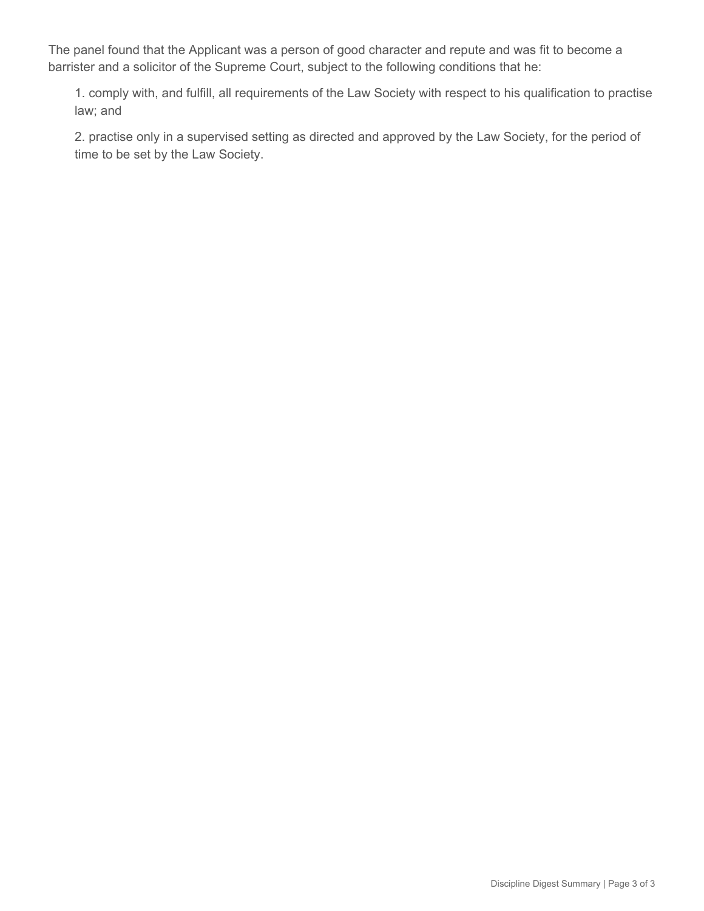The panel found that the Applicant was a person of good character and repute and was fit to become a barrister and a solicitor of the Supreme Court, subject to the following conditions that he:

1. comply with, and fulfill, all requirements of the Law Society with respect to his qualification to practise law; and

2. practise only in a supervised setting as directed and approved by the Law Society, for the period of time to be set by the Law Society.